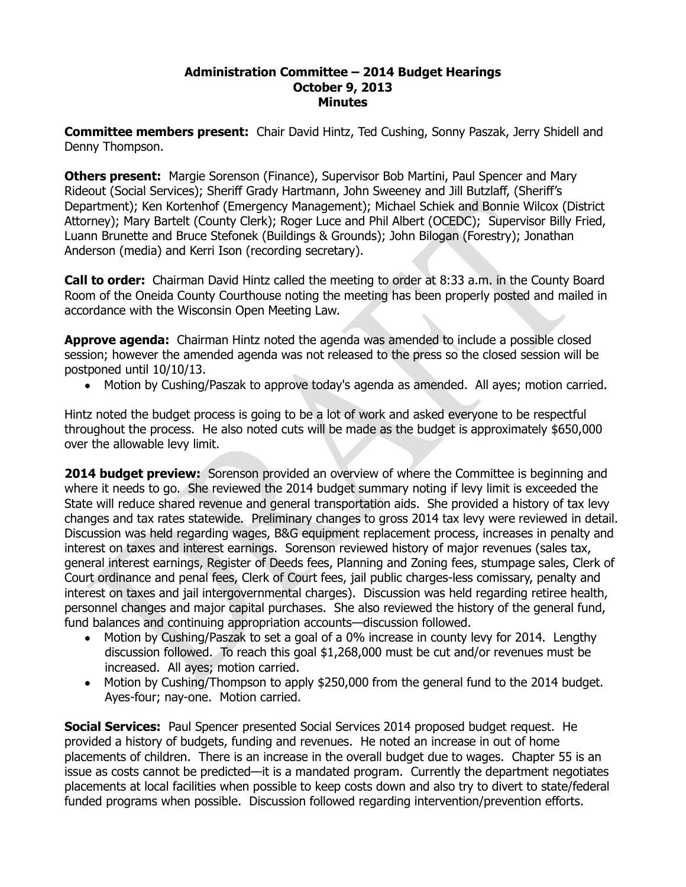# Administration Committee – 2014 Budget Hearings
## October 9, 2013
## Minutes

**Committee members present:** Chair David Hintz, Ted Cushing, Sonny Paszak, Jerry Shidell and Denny Thompson.

**Others present:** Margie Sorenson (Finance), Supervisor Bob Martini, Paul Spencer and Mary Rideout (Social Services); Sheriff Grady Hartmann, John Sweeney and Jill Butzlaff, (Sheriff's Department); Ken Kortenhof (Emergency Management); Michael Schiek and Bonnie Wilcox (District Attorney); Mary Bartelt (County Clerk); Roger Luce and Phil Albert (OCEDC); Supervisor Billy Fried, Luann Brunette and Bruce Stefonek (Buildings & Grounds); John Bilogan (Forestry); Jonathan Anderson (media) and Kerri Ison (recording secretary).

**Call to order:** Chairman David Hintz called the meeting to order at 8:33 a.m. in the County Board Room of the Oneida County Courthouse noting the meeting has been properly posted and mailed in accordance with the Wisconsin Open Meeting Law.

**Approve agenda:** Chairman Hintz noted the agenda was amended to include a possible closed session; however the amended agenda was not released to the press so the closed session will be postponed until 10/10/13.

- Motion by Cushing/Paszak to approve today's agenda as amended. All ayes; motion carried.

Hintz noted the budget process is going to be a lot of work and asked everyone to be respectful throughout the process. He also noted cuts will be made as the budget is approximately $650,000 over the allowable levy limit.

**2014 budget preview:** Sorenson provided an overview of where the Committee is beginning and where it needs to go. She reviewed the 2014 budget summary noting if levy limit is exceeded the State will reduce shared revenue and general transportation aids. She provided a history of tax levy changes and tax rates statewide. Preliminary changes to gross 2014 tax levy were reviewed in detail. Discussion was held regarding wages, B&G equipment replacement process, increases in penalty and interest on taxes and interest earnings. Sorenson reviewed history of major revenues (sales tax, general interest earnings, Register of Deeds fees, Planning and Zoning fees, stumpage sales, Clerk of Court ordinance and penal fees, Clerk of Court fees, jail public charges-less comissary, penalty and interest on taxes and jail intergovernmental charges). Discussion was held regarding retiree health, personnel changes and major capital purchases. She also reviewed the history of the general fund, fund balances and continuing appropriation accounts—discussion followed.

- Motion by Cushing/Paszak to set a goal of a 0% increase in county levy for 2014. Lengthy discussion followed. To reach this goal $1,268,000 must be cut and/or revenues must be increased. All ayes; motion carried.
- Motion by Cushing/Thompson to apply $250,000 from the general fund to the 2014 budget. Ayes-four; nay-one. Motion carried.

**Social Services:** Paul Spencer presented Social Services 2014 proposed budget request. He provided a history of budgets, funding and revenues. He noted an increase in out of home placements of children. There is an increase in the overall budget due to wages. Chapter 55 is an issue as costs cannot be predicted—it is a mandated program. Currently the department negotiates placements at local facilities when possible to keep costs down and also try to divert to state/federal funded programs when possible. Discussion followed regarding intervention/prevention efforts.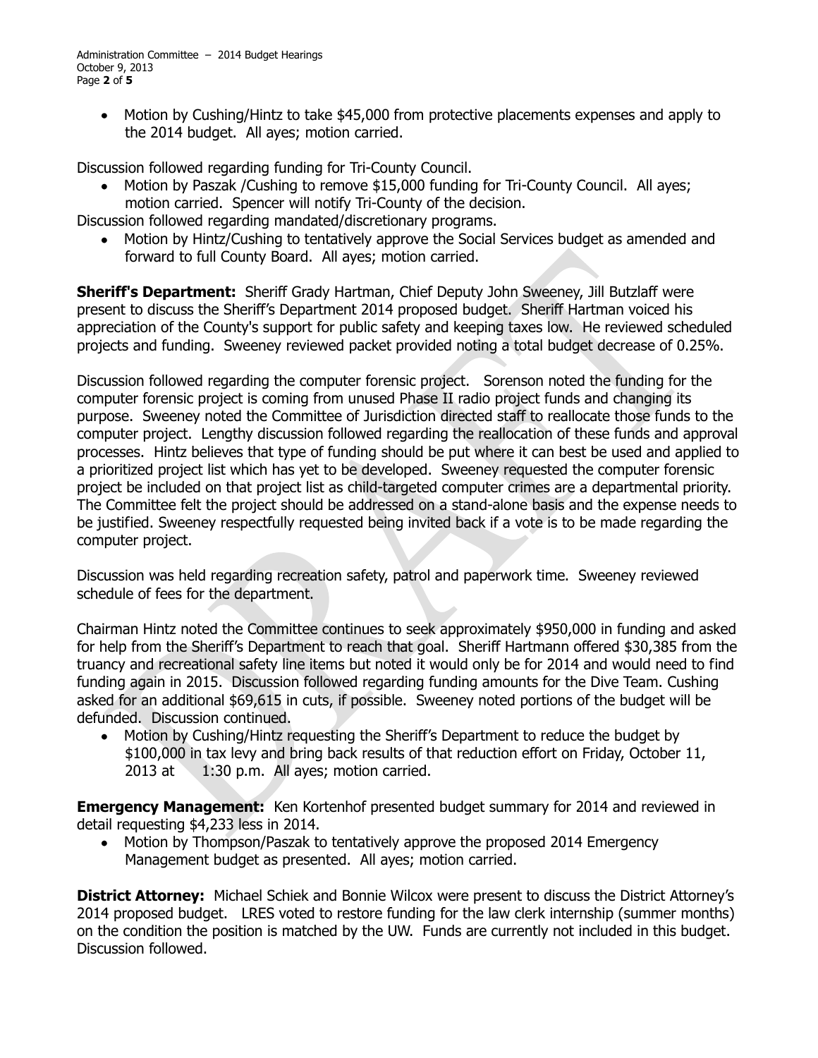- Motion by Cushing/Hintz to take $45,000 from protective placements expenses and apply to the 2014 budget. All ayes; motion carried.

Discussion followed regarding funding for Tri-County Council.

- Motion by Paszak /Cushing to remove $15,000 funding for Tri-County Council. All ayes; motion carried. Spencer will notify Tri-County of the decision.

Discussion followed regarding mandated/discretionary programs.

- Motion by Hintz/Cushing to tentatively approve the Social Services budget as amended and forward to full County Board. All ayes; motion carried.

**Sheriff's Department:** Sheriff Grady Hartman, Chief Deputy John Sweeney, Jill Butzlaff were present to discuss the Sheriff's Department 2014 proposed budget. Sheriff Hartman voiced his appreciation of the County's support for public safety and keeping taxes low. He reviewed scheduled projects and funding. Sweeney reviewed packet provided noting a total budget decrease of 0.25%.

Discussion followed regarding the computer forensic project. Sorenson noted the funding for the computer forensic project is coming from unused Phase II radio project funds and changing its purpose. Sweeney noted the Committee of Jurisdiction directed staff to reallocate those funds to the computer project. Lengthy discussion followed regarding the reallocation of these funds and approval processes. Hintz believes that type of funding should be put where it can best be used and applied to a prioritized project list which has yet to be developed. Sweeney requested the computer forensic project be included on that project list as child-targeted computer crimes are a departmental priority. The Committee felt the project should be addressed on a stand-alone basis and the expense needs to be justified. Sweeney respectfully requested being invited back if a vote is to be made regarding the computer project.

Discussion was held regarding recreation safety, patrol and paperwork time. Sweeney reviewed schedule of fees for the department.

Chairman Hintz noted the Committee continues to seek approximately $950,000 in funding and asked for help from the Sheriff's Department to reach that goal. Sheriff Hartmann offered $30,385 from the truancy and recreational safety line items but noted it would only be for 2014 and would need to find funding again in 2015. Discussion followed regarding funding amounts for the Dive Team. Cushing asked for an additional $69,615 in cuts, if possible. Sweeney noted portions of the budget will be defunded. Discussion continued.

- Motion by Cushing/Hintz requesting the Sheriff's Department to reduce the budget by $100,000 in tax levy and bring back results of that reduction effort on Friday, October 11, 2013 at 1:30 p.m. All ayes; motion carried.

**Emergency Management:** Ken Kortenhof presented budget summary for 2014 and reviewed in detail requesting $4,233 less in 2014.

- Motion by Thompson/Paszak to tentatively approve the proposed 2014 Emergency Management budget as presented. All ayes; motion carried.

**District Attorney:** Michael Schiek and Bonnie Wilcox were present to discuss the District Attorney's 2014 proposed budget. LRES voted to restore funding for the law clerk internship (summer months) on the condition the position is matched by the UW. Funds are currently not included in this budget. Discussion followed.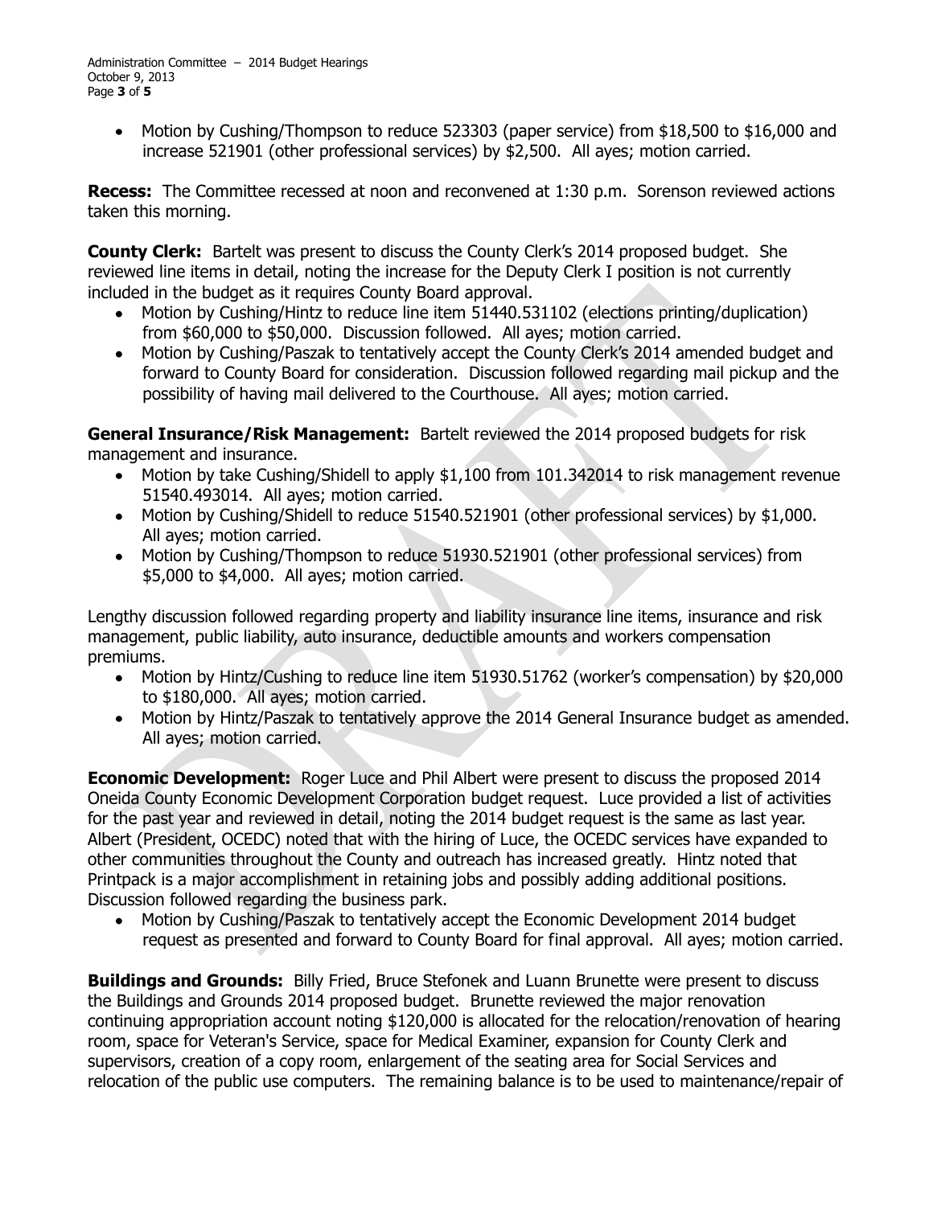- Motion by Cushing/Thompson to reduce 523303 (paper service) from $18,500 to $16,000 and increase 521901 (other professional services) by $2,500. All ayes; motion carried.

**Recess:** The Committee recessed at noon and reconvened at 1:30 p.m. Sorenson reviewed actions taken this morning.

**County Clerk:** Bartelt was present to discuss the County Clerk's 2014 proposed budget. She reviewed line items in detail, noting the increase for the Deputy Clerk I position is not currently included in the budget as it requires County Board approval.

- Motion by Cushing/Hintz to reduce line item 51440.531102 (elections printing/duplication) from $60,000 to $50,000. Discussion followed. All ayes; motion carried.
- Motion by Cushing/Paszak to tentatively accept the County Clerk's 2014 amended budget and forward to County Board for consideration. Discussion followed regarding mail pickup and the possibility of having mail delivered to the Courthouse. All ayes; motion carried.

**General Insurance/Risk Management:** Bartelt reviewed the 2014 proposed budgets for risk management and insurance.

- Motion by take Cushing/Shidell to apply $1,100 from 101.342014 to risk management revenue 51540.493014. All ayes; motion carried.
- Motion by Cushing/Shidell to reduce 51540.521901 (other professional services) by $1,000. All ayes; motion carried.
- Motion by Cushing/Thompson to reduce 51930.521901 (other professional services) from $5,000 to $4,000. All ayes; motion carried.

Lengthy discussion followed regarding property and liability insurance line items, insurance and risk management, public liability, auto insurance, deductible amounts and workers compensation premiums.

- Motion by Hintz/Cushing to reduce line item 51930.51762 (worker's compensation) by $20,000 to $180,000. All ayes; motion carried.
- Motion by Hintz/Paszak to tentatively approve the 2014 General Insurance budget as amended. All ayes; motion carried.

**Economic Development:** Roger Luce and Phil Albert were present to discuss the proposed 2014 Oneida County Economic Development Corporation budget request. Luce provided a list of activities for the past year and reviewed in detail, noting the 2014 budget request is the same as last year. Albert (President, OCEDC) noted that with the hiring of Luce, the OCEDC services have expanded to other communities throughout the County and outreach has increased greatly. Hintz noted that Printpack is a major accomplishment in retaining jobs and possibly adding additional positions. Discussion followed regarding the business park.

- Motion by Cushing/Paszak to tentatively accept the Economic Development 2014 budget request as presented and forward to County Board for final approval. All ayes; motion carried.

**Buildings and Grounds:** Billy Fried, Bruce Stefonek and Luann Brunette were present to discuss the Buildings and Grounds 2014 proposed budget. Brunette reviewed the major renovation continuing appropriation account noting $120,000 is allocated for the relocation/renovation of hearing room, space for Veteran's Service, space for Medical Examiner, expansion for County Clerk and supervisors, creation of a copy room, enlargement of the seating area for Social Services and relocation of the public use computers. The remaining balance is to be used to maintenance/repair of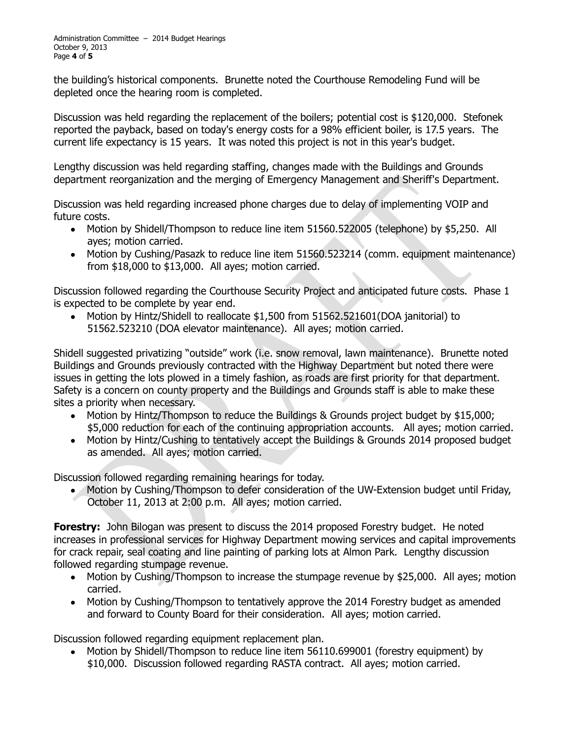the building's historical components. Brunette noted the Courthouse Remodeling Fund will be depleted once the hearing room is completed.

Discussion was held regarding the replacement of the boilers; potential cost is $120,000. Stefonek reported the payback, based on today's energy costs for a 98% efficient boiler, is 17.5 years. The current life expectancy is 15 years. It was noted this project is not in this year's budget.

Lengthy discussion was held regarding staffing, changes made with the Buildings and Grounds department reorganization and the merging of Emergency Management and Sheriff's Department.

Discussion was held regarding increased phone charges due to delay of implementing VOIP and future costs.

- Motion by Shidell/Thompson to reduce line item 51560.522005 (telephone) by $5,250. All ayes; motion carried.
- Motion by Cushing/Pasazk to reduce line item 51560.523214 (comm. equipment maintenance) from $18,000 to $13,000. All ayes; motion carried.

Discussion followed regarding the Courthouse Security Project and anticipated future costs. Phase 1 is expected to be complete by year end.

- Motion by Hintz/Shidell to reallocate $1,500 from 51562.521601(DOA janitorial) to 51562.523210 (DOA elevator maintenance). All ayes; motion carried.

Shidell suggested privatizing "outside" work (i.e. snow removal, lawn maintenance). Brunette noted Buildings and Grounds previously contracted with the Highway Department but noted there were issues in getting the lots plowed in a timely fashion, as roads are first priority for that department. Safety is a concern on county property and the Buildings and Grounds staff is able to make these sites a priority when necessary.

- Motion by Hintz/Thompson to reduce the Buildings & Grounds project budget by $15,000; $5,000 reduction for each of the continuing appropriation accounts. All ayes; motion carried.
- Motion by Hintz/Cushing to tentatively accept the Buildings & Grounds 2014 proposed budget as amended. All ayes; motion carried.

Discussion followed regarding remaining hearings for today.

- Motion by Cushing/Thompson to defer consideration of the UW-Extension budget until Friday, October 11, 2013 at 2:00 p.m. All ayes; motion carried.

**Forestry:** John Bilogan was present to discuss the 2014 proposed Forestry budget. He noted increases in professional services for Highway Department mowing services and capital improvements for crack repair, seal coating and line painting of parking lots at Almon Park. Lengthy discussion followed regarding stumpage revenue.

- Motion by Cushing/Thompson to increase the stumpage revenue by $25,000. All ayes; motion carried.
- Motion by Cushing/Thompson to tentatively approve the 2014 Forestry budget as amended and forward to County Board for their consideration. All ayes; motion carried.

Discussion followed regarding equipment replacement plan.

- Motion by Shidell/Thompson to reduce line item 56110.699001 (forestry equipment) by $10,000. Discussion followed regarding RASTA contract. All ayes; motion carried.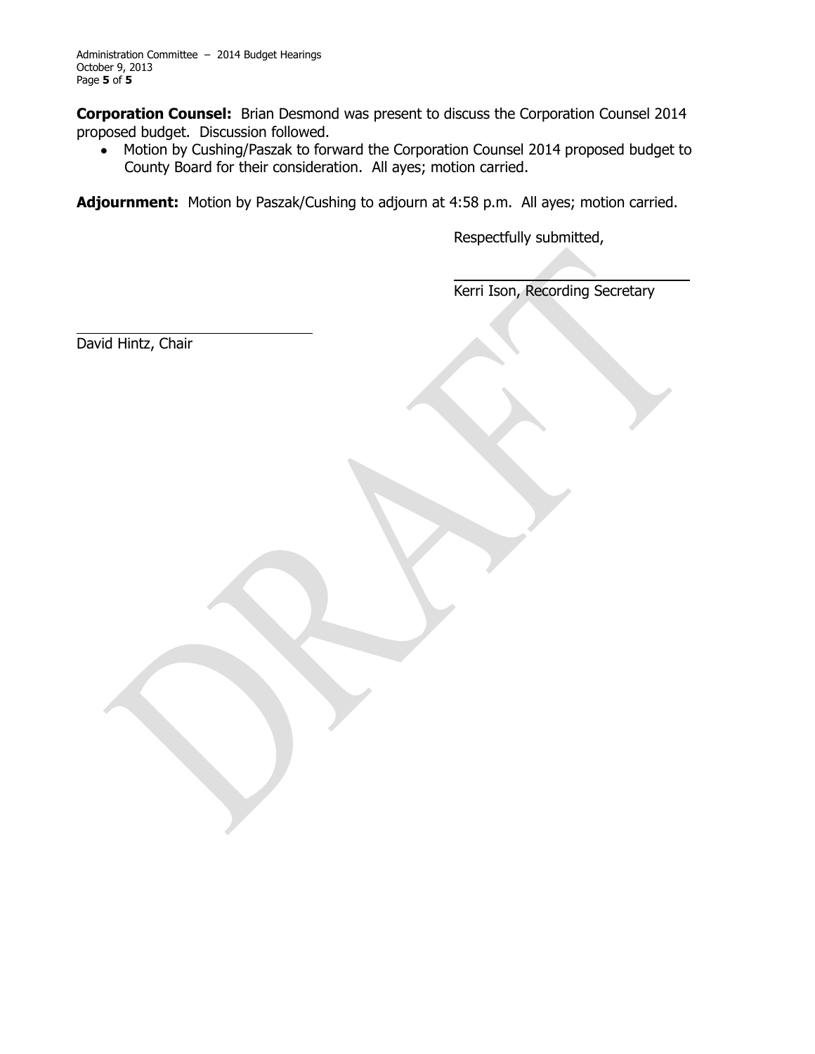**Corporation Counsel:** Brian Desmond was present to discuss the Corporation Counsel 2014 proposed budget. Discussion followed.

- Motion by Cushing/Paszak to forward the Corporation Counsel 2014 proposed budget to County Board for their consideration. All ayes; motion carried.

**Adjournment:** Motion by Paszak/Cushing to adjourn at 4:58 p.m. All ayes; motion carried.

Respectfully submitted,

\_\_\_\_\_\_\_\_\_\_\_\_\_\_\_\_\_\_\_\_\_\_\_\_\_\_\_\_\_\_
Kerri Ison, Recording Secretary

\_\_\_\_\_\_\_\_\_\_\_\_\_\_\_\_\_\_\_\_\_\_\_\_\_\_\_\_\_\_
David Hintz, Chair

DRAFT